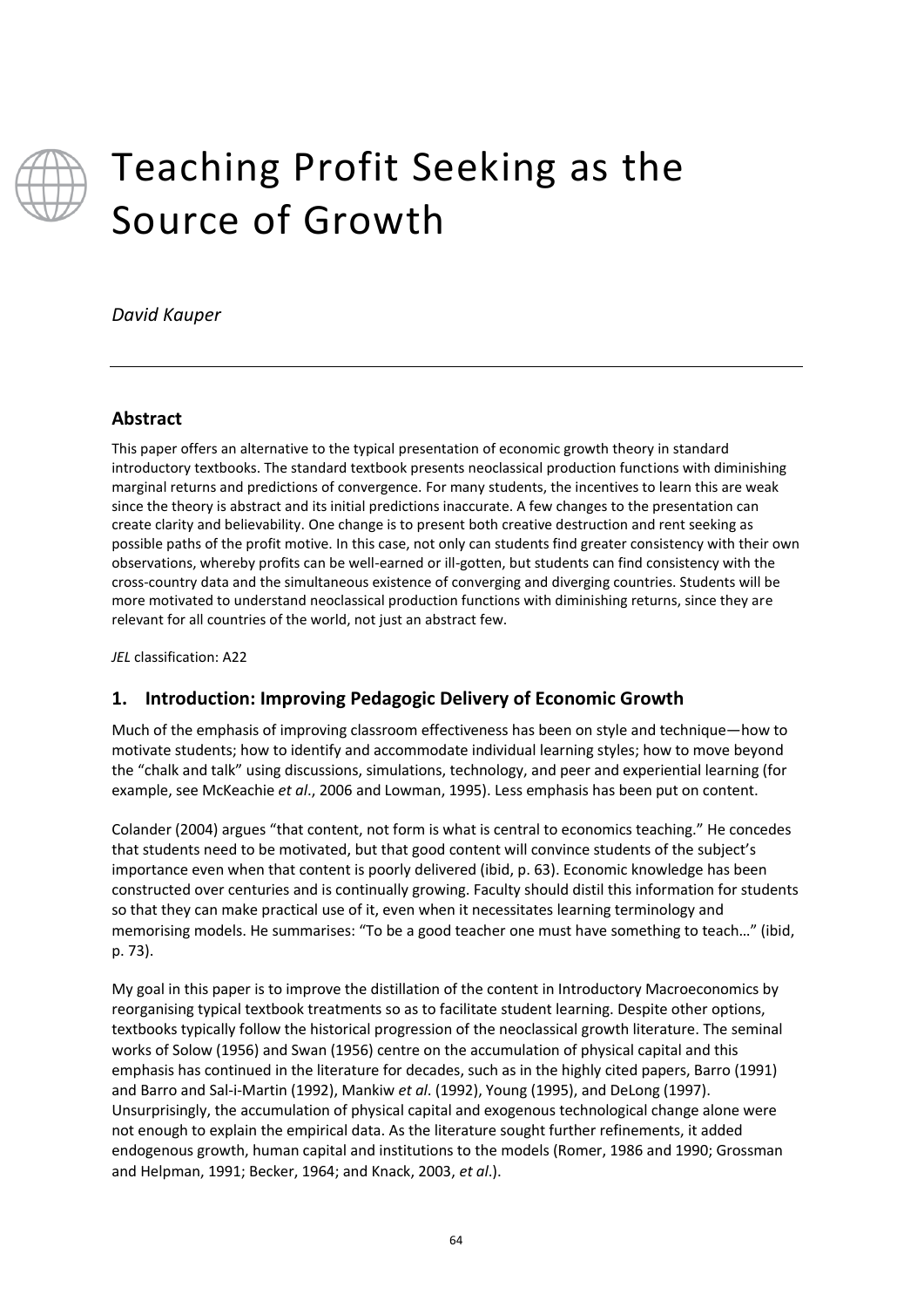# Teaching Profit Seeking as the Source of Growth

*David Kauper*

## Abstract

This paper offers an alternative to the typical presentation of economic growth theory in standard introductory textbooks. The standard textbook presents neoclassical production functions with diminishing marginal returns and predictions of convergence. For many students, the incentives to learn this are weak since the theory is abstract and its initial predictions inaccurate. A few changes to the presentation can create clarity and believability. One change is to present both creative destruction and rent seeking as possible paths of the profit motive. In this case, not only can students find greater consistency with their own observations, whereby profits can be well-earned or ill-gotten, but students can find consistency with the cross-country data and the simultaneous existence of converging and diverging countries. Students will be more motivated to understand neoclassical production functions with diminishing returns, since they are relevant for all countries of the world, not just an abstract few.

*JEL* classification: A22

## 1. Introduction: Improving Pedagogic Delivery of Economic Growth

Much of the emphasis of improving classroom effectiveness has been on style and technique—how to motivate students; how to identify and accommodate individual learning styles; how to move beyond the "chalk and talk" using discussions, simulations, technology, and peer and experiential learning (for example, see McKeachie *et al*., 2006 and Lowman, 1995). Less emphasis has been put on content.

Colander (2004) argues "that content, not form is what is central to economics teaching." He concedes that students need to be motivated, but that good content will convince students of the subject's importance even when that content is poorly delivered (ibid, p. 63). Economic knowledge has been constructed over centuries and is continually growing. Faculty should distil this information for students so that they can make practical use of it, even when it necessitates learning terminology and memorising models. He summarises: "To be a good teacher one must have something to teach…" (ibid, p. 73).

My goal in this paper is to improve the distillation of the content in Introductory Macroeconomics by reorganising typical textbook treatments so as to facilitate student learning. Despite other options, textbooks typically follow the historical progression of the neoclassical growth literature. The seminal works of Solow (1956) and Swan (1956) centre on the accumulation of physical capital and this emphasis has continued in the literature for decades, such as in the highly cited papers, Barro (1991) and Barro and Sal-i-Martin (1992), Mankiw *et al*. (1992), Young (1995), and DeLong (1997). Unsurprisingly, the accumulation of physical capital and exogenous technological change alone were not enough to explain the empirical data. As the literature sought further refinements, it added endogenous growth, human capital and institutions to the models (Romer, 1986 and 1990; Grossman and Helpman, 1991; Becker, 1964; and Knack, 2003, *et al*.).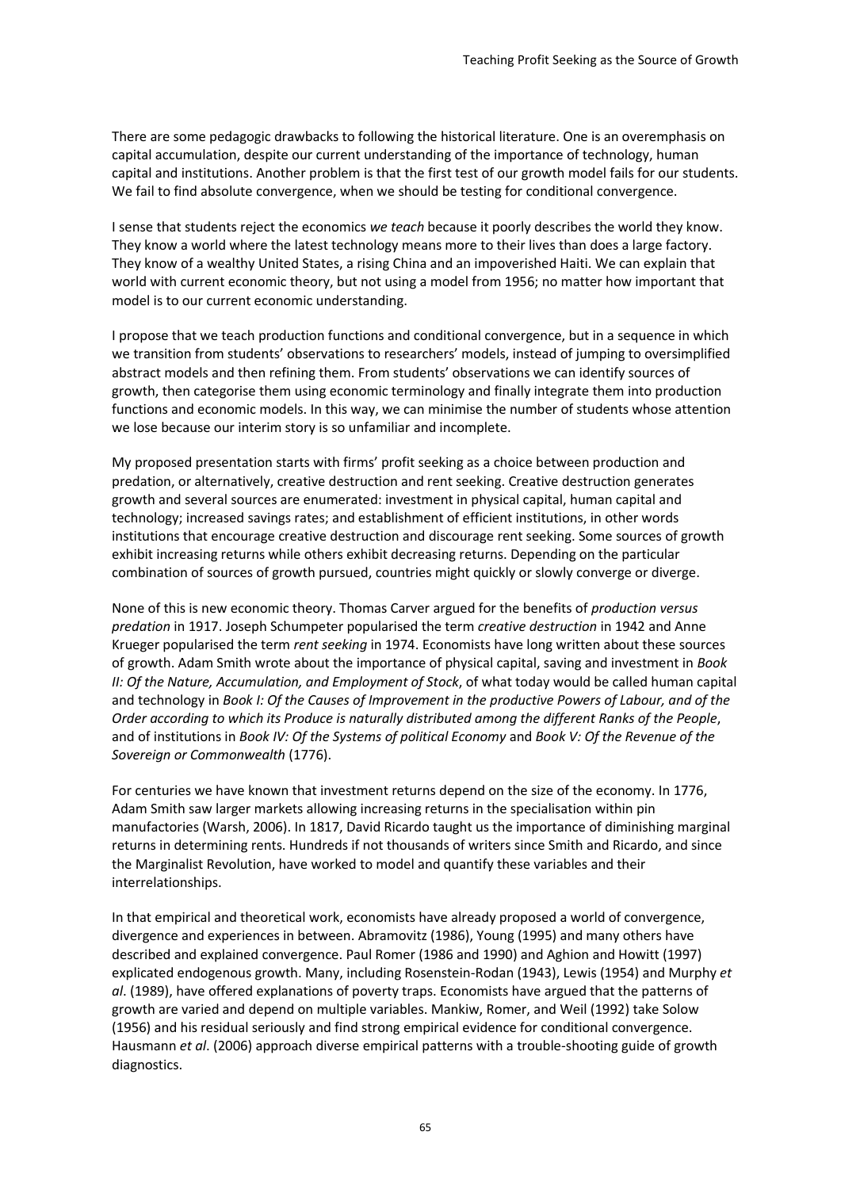There are some pedagogic drawbacks to following the historical literature. One is an overemphasis on capital accumulation, despite our current understanding of the importance of technology, human capital and institutions. Another problem is that the first test of our growth model fails for our students. We fail to find absolute convergence, when we should be testing for conditional convergence.

I sense that students reject the economics *we teach* because it poorly describes the world they know. They know a world where the latest technology means more to their lives than does a large factory. They know of a wealthy United States, a rising China and an impoverished Haiti. We can explain that world with current economic theory, but not using a model from 1956; no matter how important that model is to our current economic understanding.

I propose that we teach production functions and conditional convergence, but in a sequence in which we transition from students' observations to researchers' models, instead of jumping to oversimplified abstract models and then refining them. From students' observations we can identify sources of growth, then categorise them using economic terminology and finally integrate them into production functions and economic models. In this way, we can minimise the number of students whose attention we lose because our interim story is so unfamiliar and incomplete.

My proposed presentation starts with firms' profit seeking as a choice between production and predation, or alternatively, creative destruction and rent seeking. Creative destruction generates growth and several sources are enumerated: investment in physical capital, human capital and technology; increased savings rates; and establishment of efficient institutions, in other words institutions that encourage creative destruction and discourage rent seeking. Some sources of growth exhibit increasing returns while others exhibit decreasing returns. Depending on the particular combination of sources of growth pursued, countries might quickly or slowly converge or diverge.

None of this is new economic theory. Thomas Carver argued for the benefits of *production versus predation* in 1917. Joseph Schumpeter popularised the term *creative destruction* in 1942 and Anne Krueger popularised the term *rent seeking* in 1974. Economists have long written about these sources of growth. Adam Smith wrote about the importance of physical capital, saving and investment in *Book II: Of the Nature, Accumulation, and Employment of Stock*, of what today would be called human capital and technology in *Book I: Of the Causes of Improvement in the productive Powers of Labour, and of the Order according to which its Produce is naturally distributed among the different Ranks of the People*, and of institutions in *Book IV: Of the Systems of political Economy* and *Book V: Of the Revenue of the Sovereign or Commonwealth* (1776).

For centuries we have known that investment returns depend on the size of the economy. In 1776, Adam Smith saw larger markets allowing increasing returns in the specialisation within pin manufactories (Warsh, 2006). In 1817, David Ricardo taught us the importance of diminishing marginal returns in determining rents. Hundreds if not thousands of writers since Smith and Ricardo, and since the Marginalist Revolution, have worked to model and quantify these variables and their interrelationships.

In that empirical and theoretical work, economists have already proposed a world of convergence, divergence and experiences in between. Abramovitz (1986), Young (1995) and many others have described and explained convergence. Paul Romer (1986 and 1990) and Aghion and Howitt (1997) explicated endogenous growth. Many, including Rosenstein-Rodan (1943), Lewis (1954) and Murphy *et al*. (1989), have offered explanations of poverty traps. Economists have argued that the patterns of growth are varied and depend on multiple variables. Mankiw, Romer, and Weil (1992) take Solow (1956) and his residual seriously and find strong empirical evidence for conditional convergence. Hausmann *et al*. (2006) approach diverse empirical patterns with a trouble-shooting guide of growth diagnostics.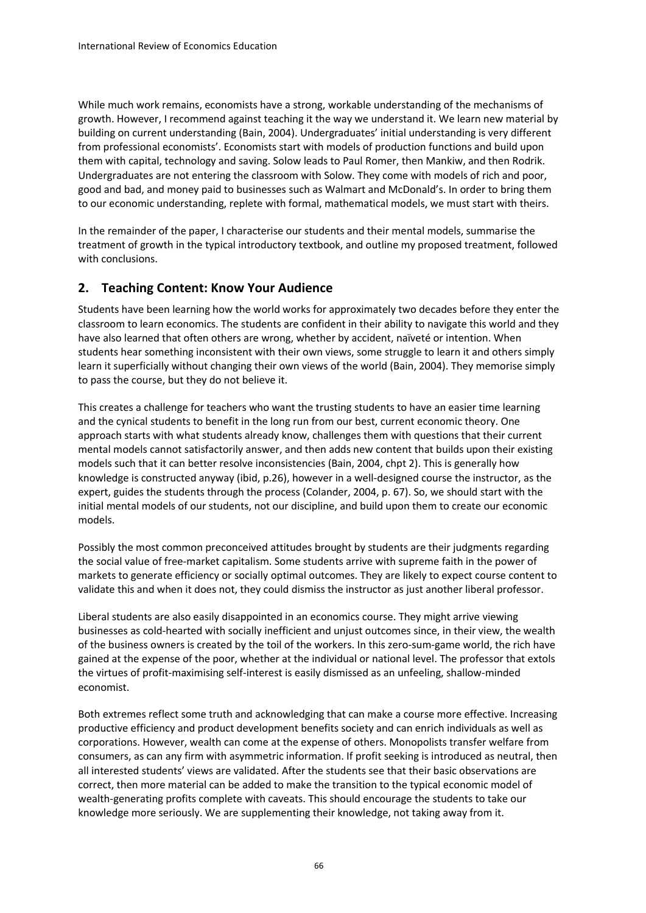While much work remains, economists have a strong, workable understanding of the mechanisms of growth. However, I recommend against teaching it the way we understand it. We learn new material by building on current understanding (Bain, 2004). Undergraduates' initial understanding is very different from professional economists'. Economists start with models of production functions and build upon them with capital, technology and saving. Solow leads to Paul Romer, then Mankiw, and then Rodrik. Undergraduates are not entering the classroom with Solow. They come with models of rich and poor, good and bad, and money paid to businesses such as Walmart and McDonald's. In order to bring them to our economic understanding, replete with formal, mathematical models, we must start with theirs.

In the remainder of the paper, I characterise our students and their mental models, summarise the treatment of growth in the typical introductory textbook, and outline my proposed treatment, followed with conclusions.

## 2. Teaching Content: Know Your Audience

Students have been learning how the world works for approximately two decades before they enter the classroom to learn economics. The students are confident in their ability to navigate this world and they have also learned that often others are wrong, whether by accident, naïveté or intention. When students hear something inconsistent with their own views, some struggle to learn it and others simply learn it superficially without changing their own views of the world (Bain, 2004). They memorise simply to pass the course, but they do not believe it.

This creates a challenge for teachers who want the trusting students to have an easier time learning and the cynical students to benefit in the long run from our best, current economic theory. One approach starts with what students already know, challenges them with questions that their current mental models cannot satisfactorily answer, and then adds new content that builds upon their existing models such that it can better resolve inconsistencies (Bain, 2004, chpt 2). This is generally how knowledge is constructed anyway (ibid, p.26), however in a well-designed course the instructor, as the expert, guides the students through the process (Colander, 2004, p. 67). So, we should start with the initial mental models of our students, not our discipline, and build upon them to create our economic models.

Possibly the most common preconceived attitudes brought by students are their judgments regarding the social value of free-market capitalism. Some students arrive with supreme faith in the power of markets to generate efficiency or socially optimal outcomes. They are likely to expect course content to validate this and when it does not, they could dismiss the instructor as just another liberal professor.

Liberal students are also easily disappointed in an economics course. They might arrive viewing businesses as cold-hearted with socially inefficient and unjust outcomes since, in their view, the wealth of the business owners is created by the toil of the workers. In this zero-sum-game world, the rich have gained at the expense of the poor, whether at the individual or national level. The professor that extols the virtues of profit-maximising self-interest is easily dismissed as an unfeeling, shallow-minded economist.

Both extremes reflect some truth and acknowledging that can make a course more effective. Increasing productive efficiency and product development benefits society and can enrich individuals as well as corporations. However, wealth can come at the expense of others. Monopolists transfer welfare from consumers, as can any firm with asymmetric information. If profit seeking is introduced as neutral, then all interested students' views are validated. After the students see that their basic observations are correct, then more material can be added to make the transition to the typical economic model of wealth-generating profits complete with caveats. This should encourage the students to take our knowledge more seriously. We are supplementing their knowledge, not taking away from it.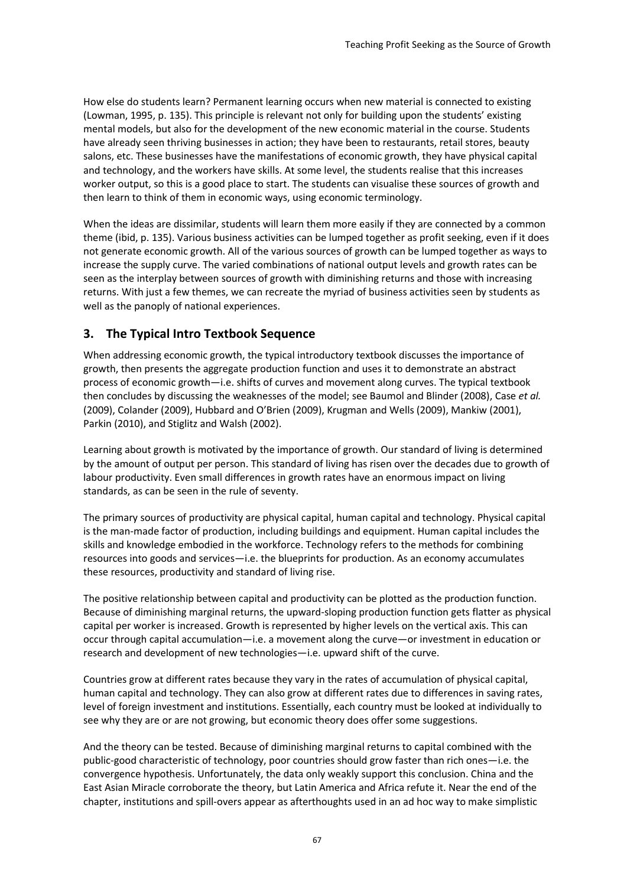How else do students learn? Permanent learning occurs when new material is connected to existing (Lowman, 1995, p. 135). This principle is relevant not only for building upon the students' existing mental models, but also for the development of the new economic material in the course. Students have already seen thriving businesses in action; they have been to restaurants, retail stores, beauty salons, etc. These businesses have the manifestations of economic growth, they have physical capital and technology, and the workers have skills. At some level, the students realise that this increases worker output, so this is a good place to start. The students can visualise these sources of growth and then learn to think of them in economic ways, using economic terminology.

When the ideas are dissimilar, students will learn them more easily if they are connected by a common theme (ibid, p. 135). Various business activities can be lumped together as profit seeking, even if it does not generate economic growth. All of the various sources of growth can be lumped together as ways to increase the supply curve. The varied combinations of national output levels and growth rates can be seen as the interplay between sources of growth with diminishing returns and those with increasing returns. With just a few themes, we can recreate the myriad of business activities seen by students as well as the panoply of national experiences.

## 3. The Typical Intro Textbook Sequence

When addressing economic growth, the typical introductory textbook discusses the importance of growth, then presents the aggregate production function and uses it to demonstrate an abstract process of economic growth—i.e. shifts of curves and movement along curves. The typical textbook then concludes by discussing the weaknesses of the model; see Baumol and Blinder (2008), Case *et al.* (2009), Colander (2009), Hubbard and O'Brien (2009), Krugman and Wells (2009), Mankiw (2001), Parkin (2010), and Stiglitz and Walsh (2002).

Learning about growth is motivated by the importance of growth. Our standard of living is determined by the amount of output per person. This standard of living has risen over the decades due to growth of labour productivity. Even small differences in growth rates have an enormous impact on living standards, as can be seen in the rule of seventy.

The primary sources of productivity are physical capital, human capital and technology. Physical capital is the man-made factor of production, including buildings and equipment. Human capital includes the skills and knowledge embodied in the workforce. Technology refers to the methods for combining resources into goods and services—i.e. the blueprints for production. As an economy accumulates these resources, productivity and standard of living rise.

The positive relationship between capital and productivity can be plotted as the production function. Because of diminishing marginal returns, the upward-sloping production function gets flatter as physical capital per worker is increased. Growth is represented by higher levels on the vertical axis. This can occur through capital accumulation—i.e. a movement along the curve—or investment in education or research and development of new technologies—i.e. upward shift of the curve.

Countries grow at different rates because they vary in the rates of accumulation of physical capital, human capital and technology. They can also grow at different rates due to differences in saving rates, level of foreign investment and institutions. Essentially, each country must be looked at individually to see why they are or are not growing, but economic theory does offer some suggestions.

And the theory can be tested. Because of diminishing marginal returns to capital combined with the public-good characteristic of technology, poor countries should grow faster than rich ones—i.e. the convergence hypothesis. Unfortunately, the data only weakly support this conclusion. China and the East Asian Miracle corroborate the theory, but Latin America and Africa refute it. Near the end of the chapter, institutions and spill-overs appear as afterthoughts used in an ad hoc way to make simplistic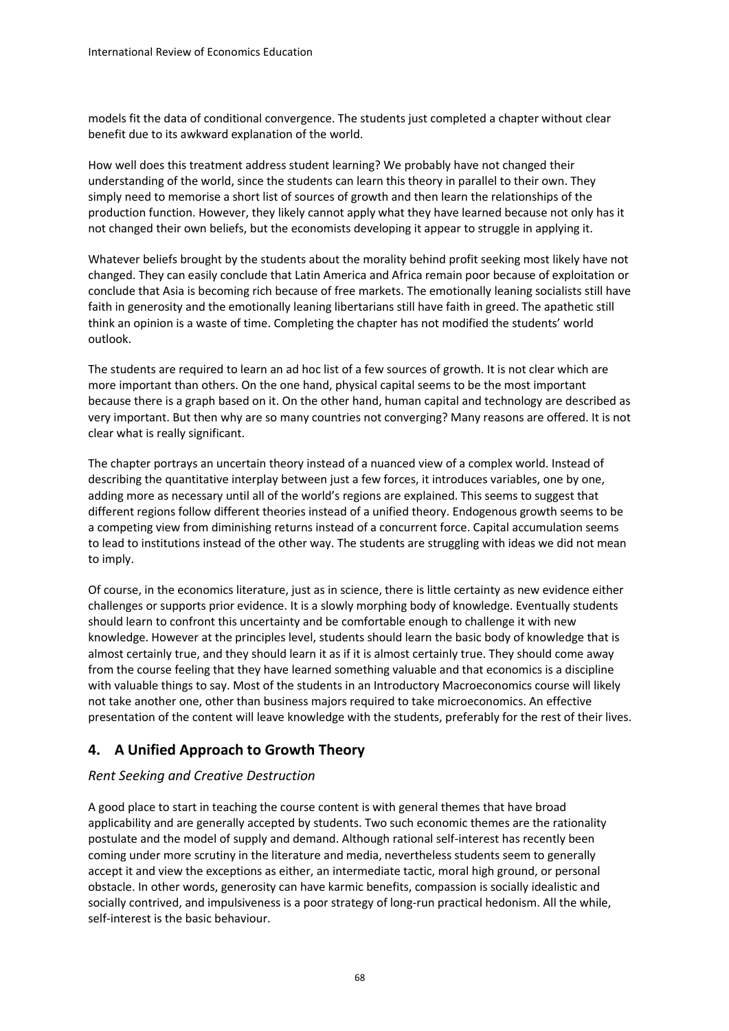models fit the data of conditional convergence. The students just completed a chapter without clear benefit due to its awkward explanation of the world.

How well does this treatment address student learning? We probably have not changed their understanding of the world, since the students can learn this theory in parallel to their own. They simply need to memorise a short list of sources of growth and then learn the relationships of the production function. However, they likely cannot apply what they have learned because not only has it not changed their own beliefs, but the economists developing it appear to struggle in applying it.

Whatever beliefs brought by the students about the morality behind profit seeking most likely have not changed. They can easily conclude that Latin America and Africa remain poor because of exploitation or conclude that Asia is becoming rich because of free markets. The emotionally leaning socialists still have faith in generosity and the emotionally leaning libertarians still have faith in greed. The apathetic still think an opinion is a waste of time. Completing the chapter has not modified the students' world outlook.

The students are required to learn an ad hoc list of a few sources of growth. It is not clear which are more important than others. On the one hand, physical capital seems to be the most important because there is a graph based on it. On the other hand, human capital and technology are described as very important. But then why are so many countries not converging? Many reasons are offered. It is not clear what is really significant.

The chapter portrays an uncertain theory instead of a nuanced view of a complex world. Instead of describing the quantitative interplay between just a few forces, it introduces variables, one by one, adding more as necessary until all of the world's regions are explained. This seems to suggest that different regions follow different theories instead of a unified theory. Endogenous growth seems to be a competing view from diminishing returns instead of a concurrent force. Capital accumulation seems to lead to institutions instead of the other way. The students are struggling with ideas we did not mean to imply.

Of course, in the economics literature, just as in science, there is little certainty as new evidence either challenges or supports prior evidence. It is a slowly morphing body of knowledge. Eventually students should learn to confront this uncertainty and be comfortable enough to challenge it with new knowledge. However at the principles level, students should learn the basic body of knowledge that is almost certainly true, and they should learn it as if it is almost certainly true. They should come away from the course feeling that they have learned something valuable and that economics is a discipline with valuable things to say. Most of the students in an Introductory Macroeconomics course will likely not take another one, other than business majors required to take microeconomics. An effective presentation of the content will leave knowledge with the students, preferably for the rest of their lives.

## 4. A Unified Approach to Growth Theory

### *Rent Seeking and Creative Destruction*

A good place to start in teaching the course content is with general themes that have broad applicability and are generally accepted by students. Two such economic themes are the rationality postulate and the model of supply and demand. Although rational self-interest has recently been coming under more scrutiny in the literature and media, nevertheless students seem to generally accept it and view the exceptions as either, an intermediate tactic, moral high ground, or personal obstacle. In other words, generosity can have karmic benefits, compassion is socially idealistic and socially contrived, and impulsiveness is a poor strategy of long-run practical hedonism. All the while, self-interest is the basic behaviour.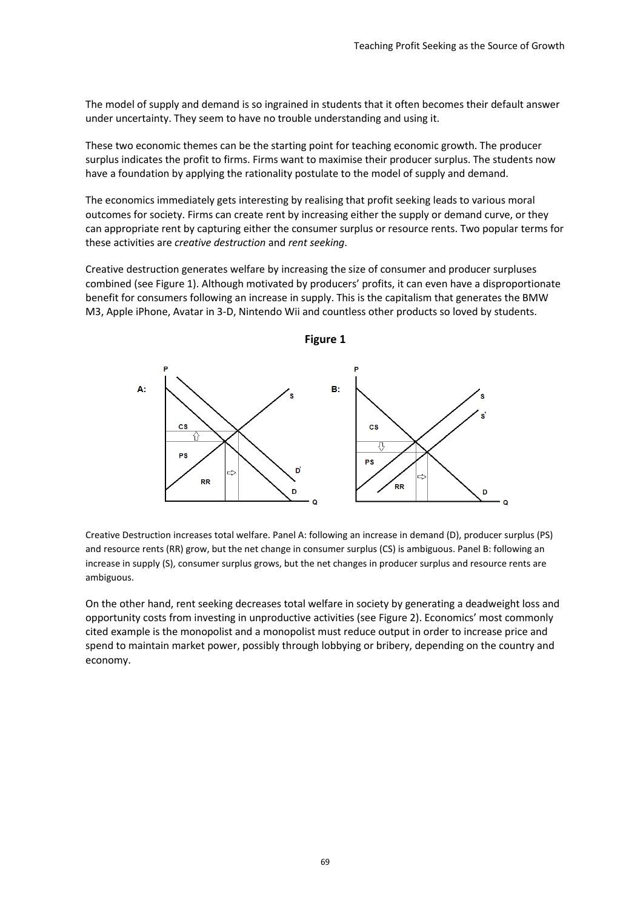The model of supply and demand is so ingrained in students that it often becomes their default answer under uncertainty. They seem to have no trouble understanding and using it.

These two economic themes can be the starting point for teaching economic growth. The producer surplus indicates the profit to firms. Firms want to maximise their producer surplus. The students now have a foundation by applying the rationality postulate to the model of supply and demand.

The economics immediately gets interesting by realising that profit seeking leads to various moral outcomes for society. Firms can create rent by increasing either the supply or demand curve, or they can appropriate rent by capturing either the consumer surplus or resource rents. Two popular terms for these activities are *creative destruction* and *rent seeking*.

Creative destruction generates welfare by increasing the size of consumer and producer surpluses combined (see Figure 1). Although motivated by producers' profits, it can even have a disproportionate benefit for consumers following an increase in supply. This is the capitalism that generates the BMW M3, Apple iPhone, Avatar in 3-D, Nintendo Wii and countless other products so loved by students.

**Figure 1**

Creative Destruction increases total welfare. Panel A: following an increase in demand (D), producer surplus (PS) and resource rents (RR) grow, but the net change in consumer surplus (CS) is ambiguous. Panel B: following an increase in supply (S), consumer surplus grows, but the net changes in producer surplus and resource rents are ambiguous.

On the other hand, rent seeking decreases total welfare in society by generating a deadweight loss and opportunity costs from investing in unproductive activities (see Figure 2). Economics' most commonly cited example is the monopolist and a monopolist must reduce output in order to increase price and spend to maintain market power, possibly through lobbying or bribery, depending on the country and economy.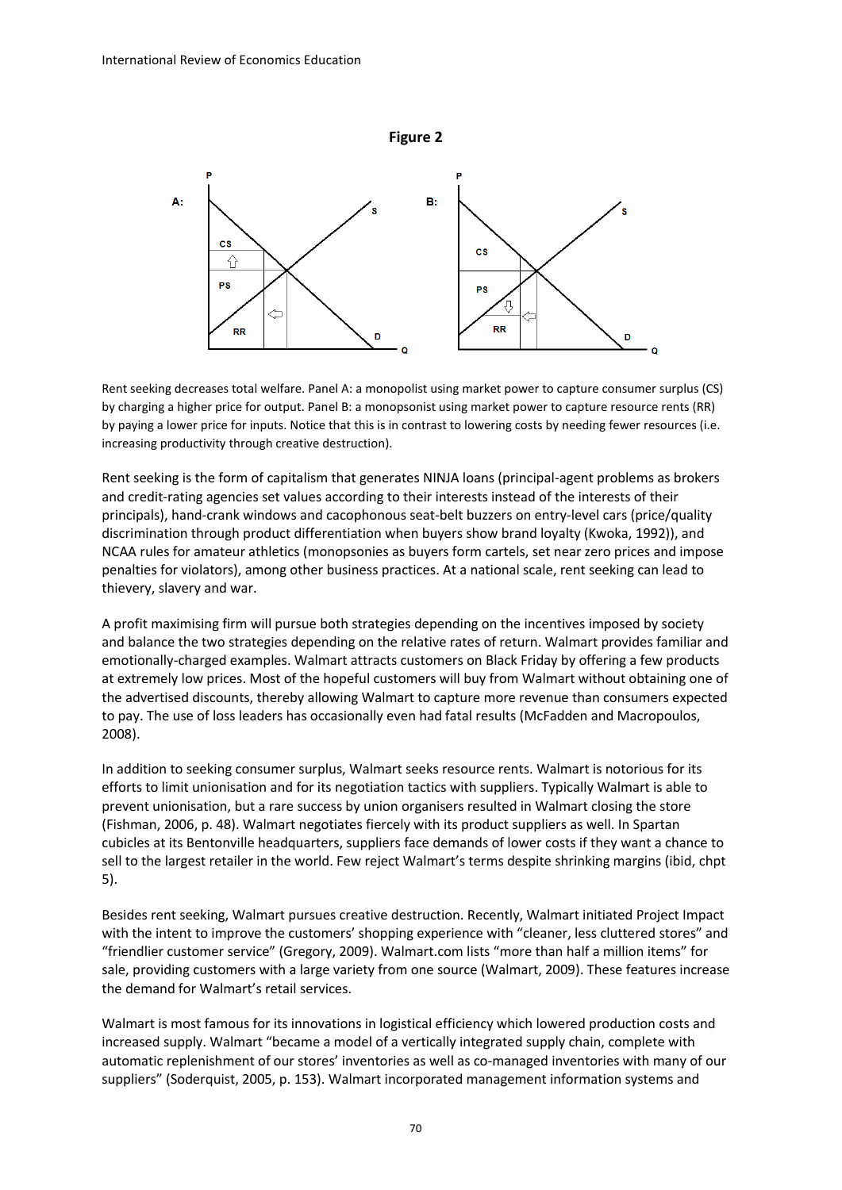**Figure 2**

A:

P

CS

PS

RR

S

D

Q

B:

P

CS

PS

RR

S

D

Q

Rent seeking decreases total welfare. Panel A: a monopolist using market power to capture consumer surplus (CS) by charging a higher price for output. Panel B: a monopsonist using market power to capture resource rents (RR) by paying a lower price for inputs. Notice that this is in contrast to lowering costs by needing fewer resources (i.e. increasing productivity through creative destruction).

Rent seeking is the form of capitalism that generates NINJA loans (principal-agent problems as brokers and credit-rating agencies set values according to their interests instead of the interests of their principals), hand-crank windows and cacophonous seat-belt buzzers on entry-level cars (price/quality discrimination through product differentiation when buyers show brand loyalty (Kwoka, 1992)), and NCAA rules for amateur athletics (monopsonies as buyers form cartels, set near zero prices and impose penalties for violators), among other business practices. At a national scale, rent seeking can lead to thievery, slavery and war.

A profit maximising firm will pursue both strategies depending on the incentives imposed by society and balance the two strategies depending on the relative rates of return. Walmart provides familiar and emotionally-charged examples. Walmart attracts customers on Black Friday by offering a few products at extremely low prices. Most of the hopeful customers will buy from Walmart without obtaining one of the advertised discounts, thereby allowing Walmart to capture more revenue than consumers expected to pay. The use of loss leaders has occasionally even had fatal results (McFadden and Macropoulos, 2008).

In addition to seeking consumer surplus, Walmart seeks resource rents. Walmart is notorious for its efforts to limit unionisation and for its negotiation tactics with suppliers. Typically Walmart is able to prevent unionisation, but a rare success by union organisers resulted in Walmart closing the store (Fishman, 2006, p. 48). Walmart negotiates fiercely with its product suppliers as well. In Spartan cubicles at its Bentonville headquarters, suppliers face demands of lower costs if they want a chance to sell to the largest retailer in the world. Few reject Walmart's terms despite shrinking margins (ibid, chpt 5).

Besides rent seeking, Walmart pursues creative destruction. Recently, Walmart initiated Project Impact with the intent to improve the customers' shopping experience with "cleaner, less cluttered stores" and "friendlier customer service" (Gregory, 2009). Walmart.com lists "more than half a million items" for sale, providing customers with a large variety from one source (Walmart, 2009). These features increase the demand for Walmart's retail services.

Walmart is most famous for its innovations in logistical efficiency which lowered production costs and increased supply. Walmart "became a model of a vertically integrated supply chain, complete with automatic replenishment of our stores' inventories as well as co-managed inventories with many of our suppliers" (Soderquist, 2005, p. 153). Walmart incorporated management information systems and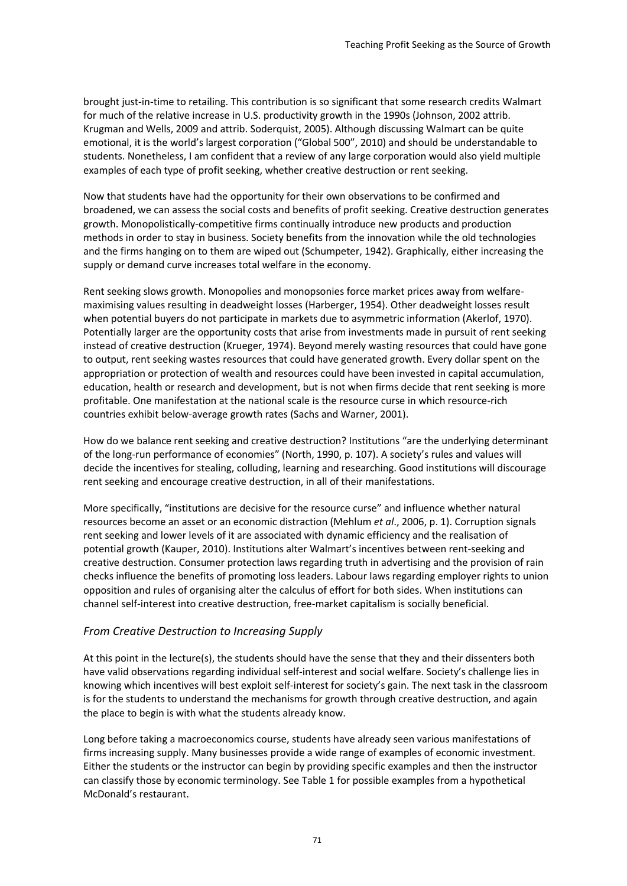brought just-in-time to retailing. This contribution is so significant that some research credits Walmart for much of the relative increase in U.S. productivity growth in the 1990s (Johnson, 2002 attrib. Krugman and Wells, 2009 and attrib. Soderquist, 2005). Although discussing Walmart can be quite emotional, it is the world's largest corporation ("Global 500", 2010) and should be understandable to students. Nonetheless, I am confident that a review of any large corporation would also yield multiple examples of each type of profit seeking, whether creative destruction or rent seeking.

Now that students have had the opportunity for their own observations to be confirmed and broadened, we can assess the social costs and benefits of profit seeking. Creative destruction generates growth. Monopolistically-competitive firms continually introduce new products and production methods in order to stay in business. Society benefits from the innovation while the old technologies and the firms hanging on to them are wiped out (Schumpeter, 1942). Graphically, either increasing the supply or demand curve increases total welfare in the economy.

Rent seeking slows growth. Monopolies and monopsonies force market prices away from welfare-maximising values resulting in deadweight losses (Harberger, 1954). Other deadweight losses result when potential buyers do not participate in markets due to asymmetric information (Akerlof, 1970). Potentially larger are the opportunity costs that arise from investments made in pursuit of rent seeking instead of creative destruction (Krueger, 1974). Beyond merely wasting resources that could have gone to output, rent seeking wastes resources that could have generated growth. Every dollar spent on the appropriation or protection of wealth and resources could have been invested in capital accumulation, education, health or research and development, but is not when firms decide that rent seeking is more profitable. One manifestation at the national scale is the resource curse in which resource-rich countries exhibit below-average growth rates (Sachs and Warner, 2001).

How do we balance rent seeking and creative destruction? Institutions "are the underlying determinant of the long-run performance of economies" (North, 1990, p. 107). A society's rules and values will decide the incentives for stealing, colluding, learning and researching. Good institutions will discourage rent seeking and encourage creative destruction, in all of their manifestations.

More specifically, "institutions are decisive for the resource curse" and influence whether natural resources become an asset or an economic distraction (Mehlum *et al*., 2006, p. 1). Corruption signals rent seeking and lower levels of it are associated with dynamic efficiency and the realisation of potential growth (Kauper, 2010). Institutions alter Walmart's incentives between rent-seeking and creative destruction. Consumer protection laws regarding truth in advertising and the provision of rain checks influence the benefits of promoting loss leaders. Labour laws regarding employer rights to union opposition and rules of organising alter the calculus of effort for both sides. When institutions can channel self-interest into creative destruction, free-market capitalism is socially beneficial.

### *From Creative Destruction to Increasing Supply*

At this point in the lecture(s), the students should have the sense that they and their dissenters both have valid observations regarding individual self-interest and social welfare. Society's challenge lies in knowing which incentives will best exploit self-interest for society's gain. The next task in the classroom is for the students to understand the mechanisms for growth through creative destruction, and again the place to begin is with what the students already know.

Long before taking a macroeconomics course, students have already seen various manifestations of firms increasing supply. Many businesses provide a wide range of examples of economic investment. Either the students or the instructor can begin by providing specific examples and then the instructor can classify those by economic terminology. See Table 1 for possible examples from a hypothetical McDonald's restaurant.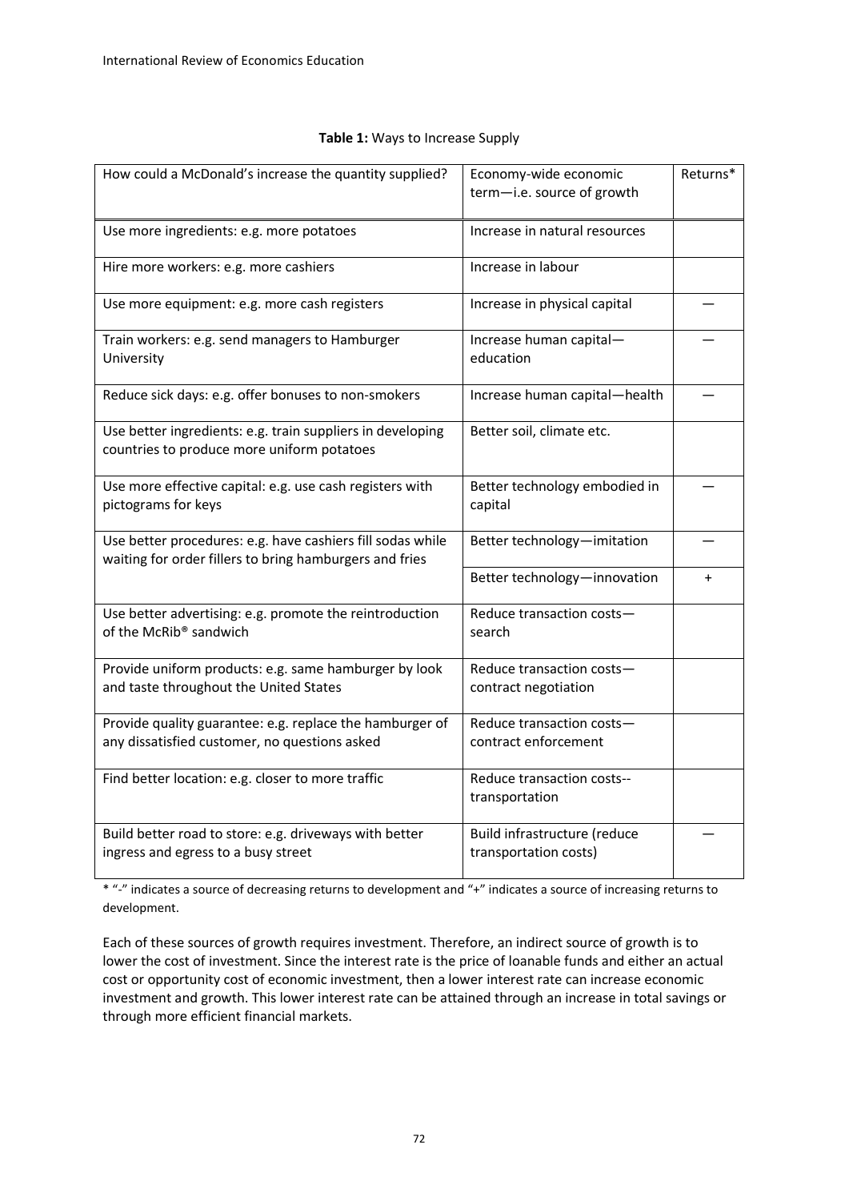**Table 1:** Ways to Increase Supply

| How could a McDonald's increase the quantity supplied? | Economy-wide economic term—i.e. source of growth | Returns* |
|---|---|---|
| Use more ingredients: e.g. more potatoes | Increase in natural resources | |
| Hire more workers: e.g. more cashiers | Increase in labour | |
| Use more equipment: e.g. more cash registers | Increase in physical capital | — |
| Train workers: e.g. send managers to Hamburger University | Increase human capital—education | — |
| Reduce sick days: e.g. offer bonuses to non-smokers | Increase human capital—health | — |
| Use better ingredients: e.g. train suppliers in developing countries to produce more uniform potatoes | Better soil, climate etc. | |
| Use more effective capital: e.g. use cash registers with pictograms for keys | Better technology embodied in capital | — |
| Use better procedures: e.g. have cashiers fill sodas while waiting for order fillers to bring hamburgers and fries | Better technology—imitation | — |
| | Better technology—innovation | + |
| Use better advertising: e.g. promote the reintroduction of the McRib® sandwich | Reduce transaction costs—search | |
| Provide uniform products: e.g. same hamburger by look and taste throughout the United States | Reduce transaction costs—contract negotiation | |
| Provide quality guarantee: e.g. replace the hamburger of any dissatisfied customer, no questions asked | Reduce transaction costs—contract enforcement | |
| Find better location: e.g. closer to more traffic | Reduce transaction costs--transportation | |
| Build better road to store: e.g. driveways with better ingress and egress to a busy street | Build infrastructure (reduce transportation costs) | — |

* "-" indicates a source of decreasing returns to development and "+" indicates a source of increasing returns to development.

Each of these sources of growth requires investment. Therefore, an indirect source of growth is to lower the cost of investment. Since the interest rate is the price of loanable funds and either an actual cost or opportunity cost of economic investment, then a lower interest rate can increase economic investment and growth. This lower interest rate can be attained through an increase in total savings or through more efficient financial markets.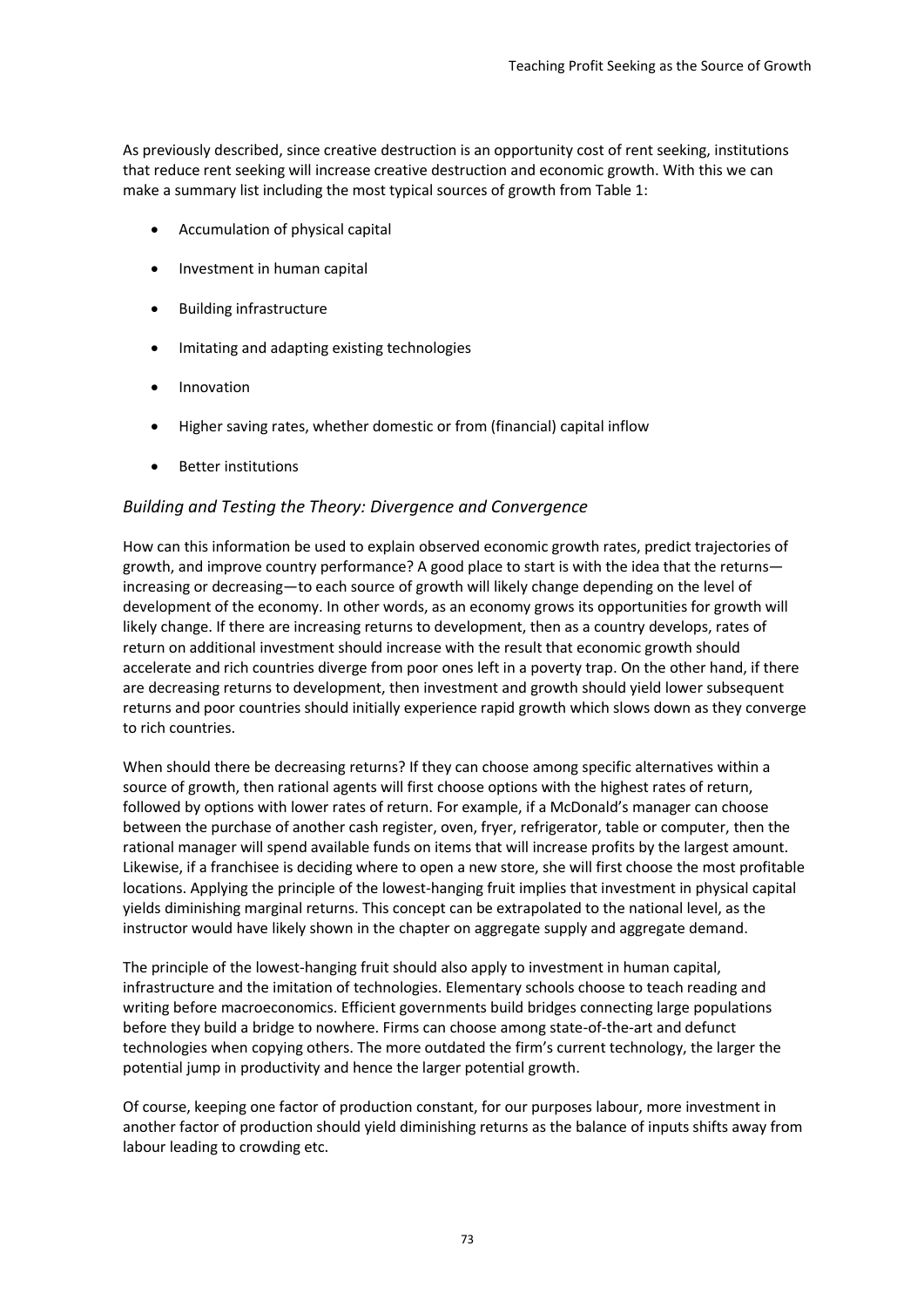As previously described, since creative destruction is an opportunity cost of rent seeking, institutions that reduce rent seeking will increase creative destruction and economic growth. With this we can make a summary list including the most typical sources of growth from Table 1:

- Accumulation of physical capital
- Investment in human capital
- Building infrastructure
- Imitating and adapting existing technologies
- Innovation
- Higher saving rates, whether domestic or from (financial) capital inflow
- Better institutions

### *Building and Testing the Theory: Divergence and Convergence*

How can this information be used to explain observed economic growth rates, predict trajectories of growth, and improve country performance? A good place to start is with the idea that the returns—increasing or decreasing—to each source of growth will likely change depending on the level of development of the economy. In other words, as an economy grows its opportunities for growth will likely change. If there are increasing returns to development, then as a country develops, rates of return on additional investment should increase with the result that economic growth should accelerate and rich countries diverge from poor ones left in a poverty trap. On the other hand, if there are decreasing returns to development, then investment and growth should yield lower subsequent returns and poor countries should initially experience rapid growth which slows down as they converge to rich countries.

When should there be decreasing returns? If they can choose among specific alternatives within a source of growth, then rational agents will first choose options with the highest rates of return, followed by options with lower rates of return. For example, if a McDonald's manager can choose between the purchase of another cash register, oven, fryer, refrigerator, table or computer, then the rational manager will spend available funds on items that will increase profits by the largest amount. Likewise, if a franchisee is deciding where to open a new store, she will first choose the most profitable locations. Applying the principle of the lowest-hanging fruit implies that investment in physical capital yields diminishing marginal returns. This concept can be extrapolated to the national level, as the instructor would have likely shown in the chapter on aggregate supply and aggregate demand.

The principle of the lowest-hanging fruit should also apply to investment in human capital, infrastructure and the imitation of technologies. Elementary schools choose to teach reading and writing before macroeconomics. Efficient governments build bridges connecting large populations before they build a bridge to nowhere. Firms can choose among state-of-the-art and defunct technologies when copying others. The more outdated the firm's current technology, the larger the potential jump in productivity and hence the larger potential growth.

Of course, keeping one factor of production constant, for our purposes labour, more investment in another factor of production should yield diminishing returns as the balance of inputs shifts away from labour leading to crowding etc.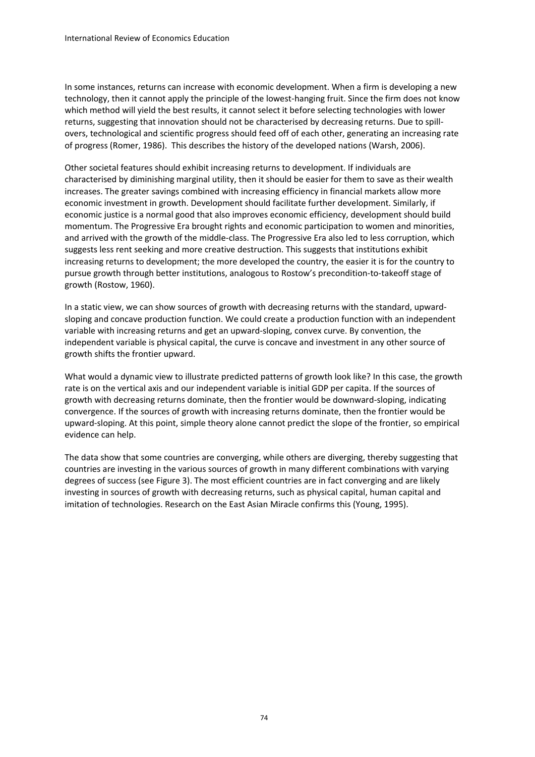In some instances, returns can increase with economic development. When a firm is developing a new technology, then it cannot apply the principle of the lowest-hanging fruit. Since the firm does not know which method will yield the best results, it cannot select it before selecting technologies with lower returns, suggesting that innovation should not be characterised by decreasing returns. Due to spill-overs, technological and scientific progress should feed off of each other, generating an increasing rate of progress (Romer, 1986). This describes the history of the developed nations (Warsh, 2006).

Other societal features should exhibit increasing returns to development. If individuals are characterised by diminishing marginal utility, then it should be easier for them to save as their wealth increases. The greater savings combined with increasing efficiency in financial markets allow more economic investment in growth. Development should facilitate further development. Similarly, if economic justice is a normal good that also improves economic efficiency, development should build momentum. The Progressive Era brought rights and economic participation to women and minorities, and arrived with the growth of the middle-class. The Progressive Era also led to less corruption, which suggests less rent seeking and more creative destruction. This suggests that institutions exhibit increasing returns to development; the more developed the country, the easier it is for the country to pursue growth through better institutions, analogous to Rostow's precondition-to-takeoff stage of growth (Rostow, 1960).

In a static view, we can show sources of growth with decreasing returns with the standard, upward-sloping and concave production function. We could create a production function with an independent variable with increasing returns and get an upward-sloping, convex curve. By convention, the independent variable is physical capital, the curve is concave and investment in any other source of growth shifts the frontier upward.

What would a dynamic view to illustrate predicted patterns of growth look like? In this case, the growth rate is on the vertical axis and our independent variable is initial GDP per capita. If the sources of growth with decreasing returns dominate, then the frontier would be downward-sloping, indicating convergence. If the sources of growth with increasing returns dominate, then the frontier would be upward-sloping. At this point, simple theory alone cannot predict the slope of the frontier, so empirical evidence can help.

The data show that some countries are converging, while others are diverging, thereby suggesting that countries are investing in the various sources of growth in many different combinations with varying degrees of success (see Figure 3). The most efficient countries are in fact converging and are likely investing in sources of growth with decreasing returns, such as physical capital, human capital and imitation of technologies. Research on the East Asian Miracle confirms this (Young, 1995).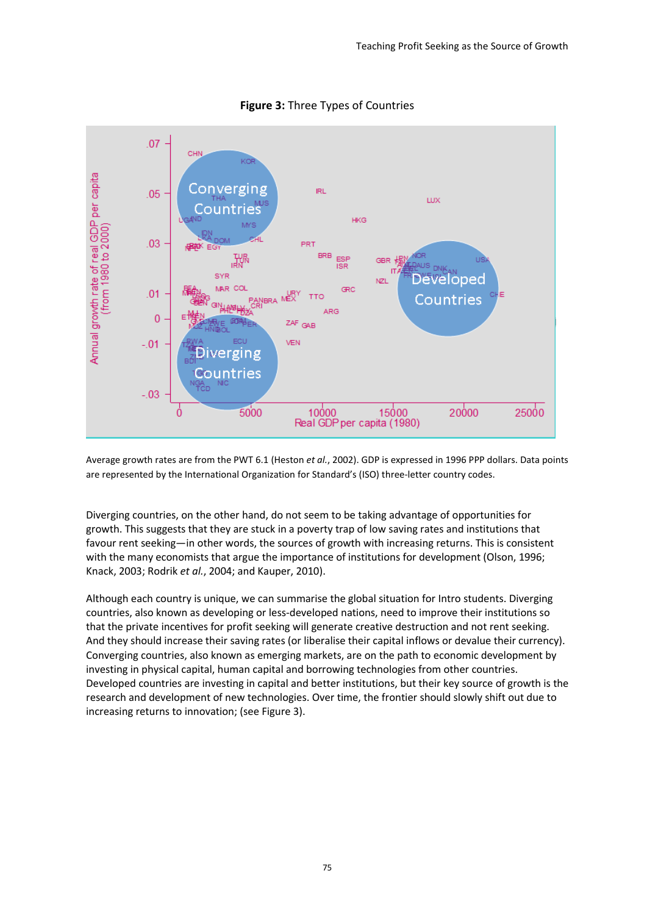**Figure 3:** Three Types of Countries

Average growth rates are from the PWT 6.1 (Heston *et al.*, 2002). GDP is expressed in 1996 PPP dollars. Data points are represented by the International Organization for Standard's (ISO) three-letter country codes.

Diverging countries, on the other hand, do not seem to be taking advantage of opportunities for growth. This suggests that they are stuck in a poverty trap of low saving rates and institutions that favour rent seeking—in other words, the sources of growth with increasing returns. This is consistent with the many economists that argue the importance of institutions for development (Olson, 1996; Knack, 2003; Rodrik *et al.*, 2004; and Kauper, 2010).

Although each country is unique, we can summarise the global situation for Intro students. Diverging countries, also known as developing or less-developed nations, need to improve their institutions so that the private incentives for profit seeking will generate creative destruction and not rent seeking. And they should increase their saving rates (or liberalise their capital inflows or devalue their currency). Converging countries, also known as emerging markets, are on the path to economic development by investing in physical capital, human capital and borrowing technologies from other countries. Developed countries are investing in capital and better institutions, but their key source of growth is the research and development of new technologies. Over time, the frontier should slowly shift out due to increasing returns to innovation; (see Figure 3).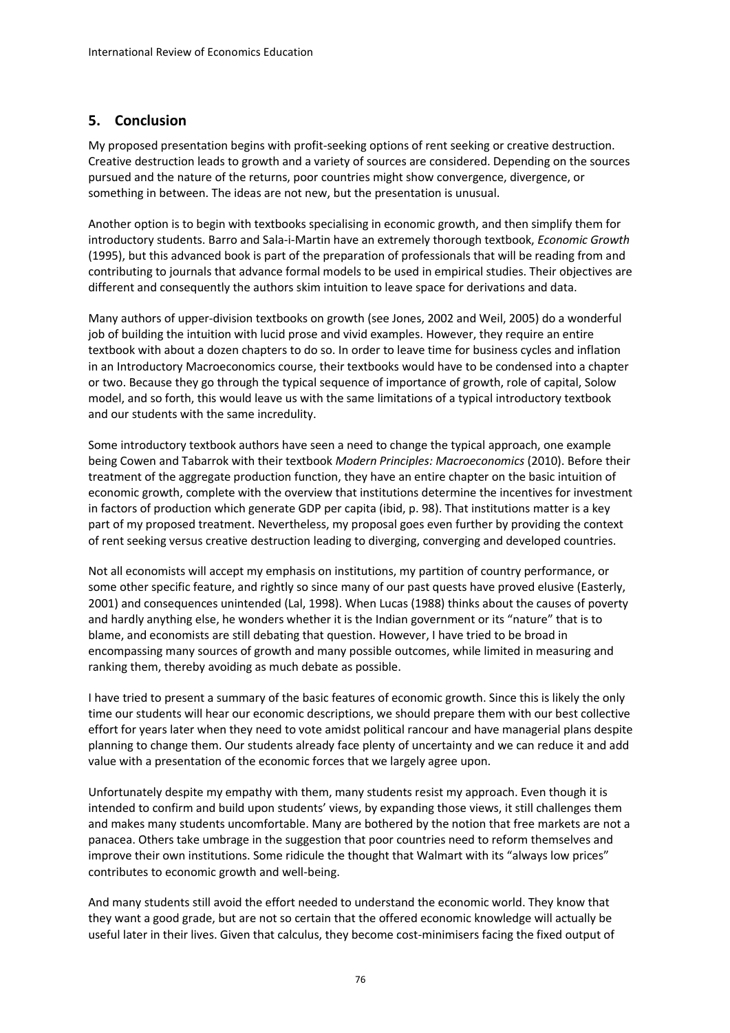## 5. Conclusion

My proposed presentation begins with profit-seeking options of rent seeking or creative destruction. Creative destruction leads to growth and a variety of sources are considered. Depending on the sources pursued and the nature of the returns, poor countries might show convergence, divergence, or something in between. The ideas are not new, but the presentation is unusual.

Another option is to begin with textbooks specialising in economic growth, and then simplify them for introductory students. Barro and Sala-i-Martin have an extremely thorough textbook, *Economic Growth* (1995), but this advanced book is part of the preparation of professionals that will be reading from and contributing to journals that advance formal models to be used in empirical studies. Their objectives are different and consequently the authors skim intuition to leave space for derivations and data.

Many authors of upper-division textbooks on growth (see Jones, 2002 and Weil, 2005) do a wonderful job of building the intuition with lucid prose and vivid examples. However, they require an entire textbook with about a dozen chapters to do so. In order to leave time for business cycles and inflation in an Introductory Macroeconomics course, their textbooks would have to be condensed into a chapter or two. Because they go through the typical sequence of importance of growth, role of capital, Solow model, and so forth, this would leave us with the same limitations of a typical introductory textbook and our students with the same incredulity.

Some introductory textbook authors have seen a need to change the typical approach, one example being Cowen and Tabarrok with their textbook *Modern Principles: Macroeconomics* (2010). Before their treatment of the aggregate production function, they have an entire chapter on the basic intuition of economic growth, complete with the overview that institutions determine the incentives for investment in factors of production which generate GDP per capita (ibid, p. 98). That institutions matter is a key part of my proposed treatment. Nevertheless, my proposal goes even further by providing the context of rent seeking versus creative destruction leading to diverging, converging and developed countries.

Not all economists will accept my emphasis on institutions, my partition of country performance, or some other specific feature, and rightly so since many of our past quests have proved elusive (Easterly, 2001) and consequences unintended (Lal, 1998). When Lucas (1988) thinks about the causes of poverty and hardly anything else, he wonders whether it is the Indian government or its "nature" that is to blame, and economists are still debating that question. However, I have tried to be broad in encompassing many sources of growth and many possible outcomes, while limited in measuring and ranking them, thereby avoiding as much debate as possible.

I have tried to present a summary of the basic features of economic growth. Since this is likely the only time our students will hear our economic descriptions, we should prepare them with our best collective effort for years later when they need to vote amidst political rancour and have managerial plans despite planning to change them. Our students already face plenty of uncertainty and we can reduce it and add value with a presentation of the economic forces that we largely agree upon.

Unfortunately despite my empathy with them, many students resist my approach. Even though it is intended to confirm and build upon students' views, by expanding those views, it still challenges them and makes many students uncomfortable. Many are bothered by the notion that free markets are not a panacea. Others take umbrage in the suggestion that poor countries need to reform themselves and improve their own institutions. Some ridicule the thought that Walmart with its "always low prices" contributes to economic growth and well-being.

And many students still avoid the effort needed to understand the economic world. They know that they want a good grade, but are not so certain that the offered economic knowledge will actually be useful later in their lives. Given that calculus, they become cost-minimisers facing the fixed output of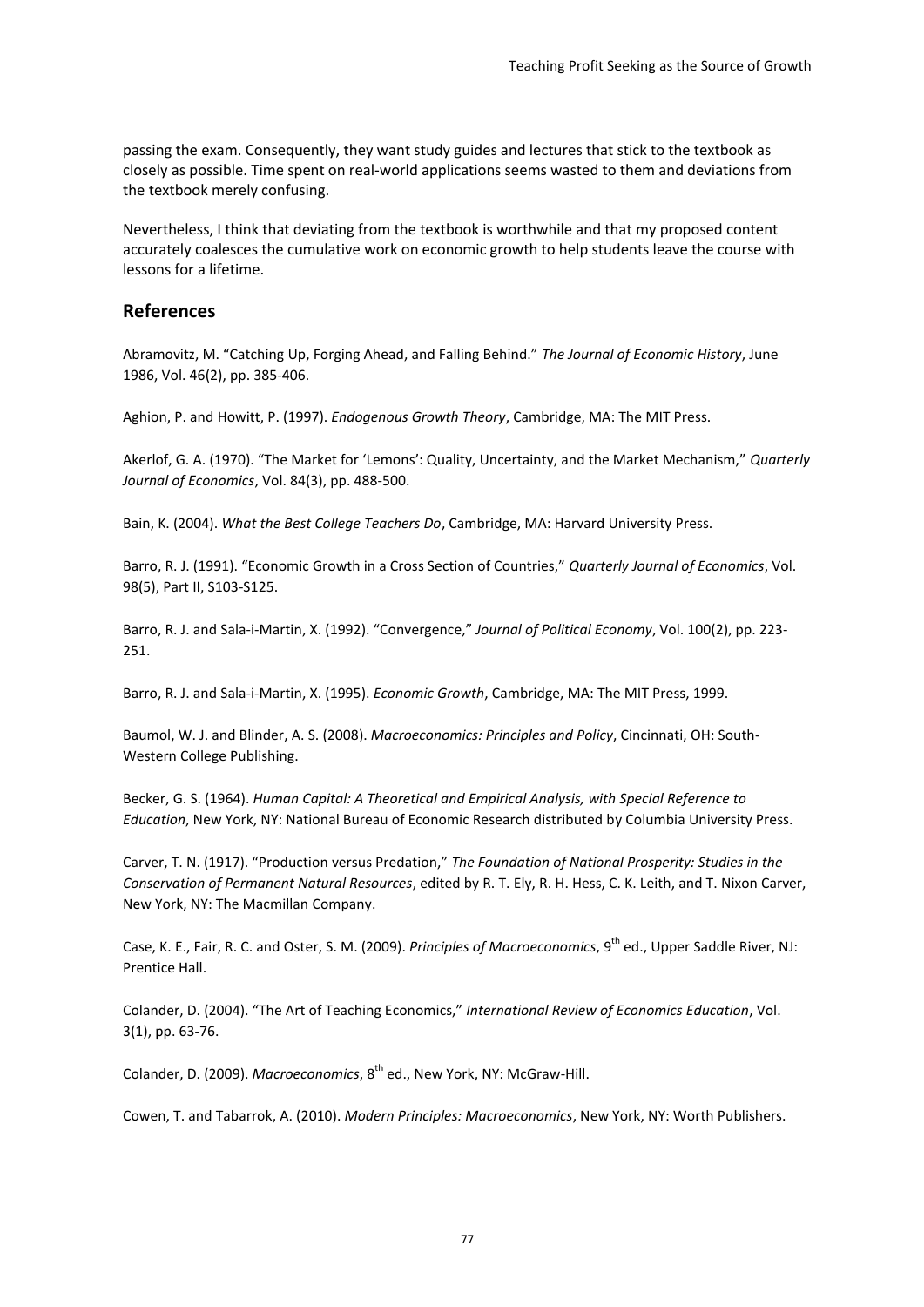passing the exam. Consequently, they want study guides and lectures that stick to the textbook as closely as possible. Time spent on real-world applications seems wasted to them and deviations from the textbook merely confusing.

Nevertheless, I think that deviating from the textbook is worthwhile and that my proposed content accurately coalesces the cumulative work on economic growth to help students leave the course with lessons for a lifetime.

## References

Abramovitz, M. "Catching Up, Forging Ahead, and Falling Behind." *The Journal of Economic History*, June 1986, Vol. 46(2), pp. 385-406.

Aghion, P. and Howitt, P. (1997). *Endogenous Growth Theory*, Cambridge, MA: The MIT Press.

Akerlof, G. A. (1970). "The Market for 'Lemons': Quality, Uncertainty, and the Market Mechanism," *Quarterly Journal of Economics*, Vol. 84(3), pp. 488-500.

Bain, K. (2004). *What the Best College Teachers Do*, Cambridge, MA: Harvard University Press.

Barro, R. J. (1991). "Economic Growth in a Cross Section of Countries," *Quarterly Journal of Economics*, Vol. 98(5), Part II, S103-S125.

Barro, R. J. and Sala-i-Martin, X. (1992). "Convergence," *Journal of Political Economy*, Vol. 100(2), pp. 223-251.

Barro, R. J. and Sala-i-Martin, X. (1995). *Economic Growth*, Cambridge, MA: The MIT Press, 1999.

Baumol, W. J. and Blinder, A. S. (2008). *Macroeconomics: Principles and Policy*, Cincinnati, OH: South-Western College Publishing.

Becker, G. S. (1964). *Human Capital: A Theoretical and Empirical Analysis, with Special Reference to Education*, New York, NY: National Bureau of Economic Research distributed by Columbia University Press.

Carver, T. N. (1917). "Production versus Predation," *The Foundation of National Prosperity: Studies in the Conservation of Permanent Natural Resources*, edited by R. T. Ely, R. H. Hess, C. K. Leith, and T. Nixon Carver, New York, NY: The Macmillan Company.

Case, K. E., Fair, R. C. and Oster, S. M. (2009). *Principles of Macroeconomics*, 9th ed., Upper Saddle River, NJ: Prentice Hall.

Colander, D. (2004). "The Art of Teaching Economics," *International Review of Economics Education*, Vol. 3(1), pp. 63-76.

Colander, D. (2009). *Macroeconomics*, 8th ed., New York, NY: McGraw-Hill.

Cowen, T. and Tabarrok, A. (2010). *Modern Principles: Macroeconomics*, New York, NY: Worth Publishers.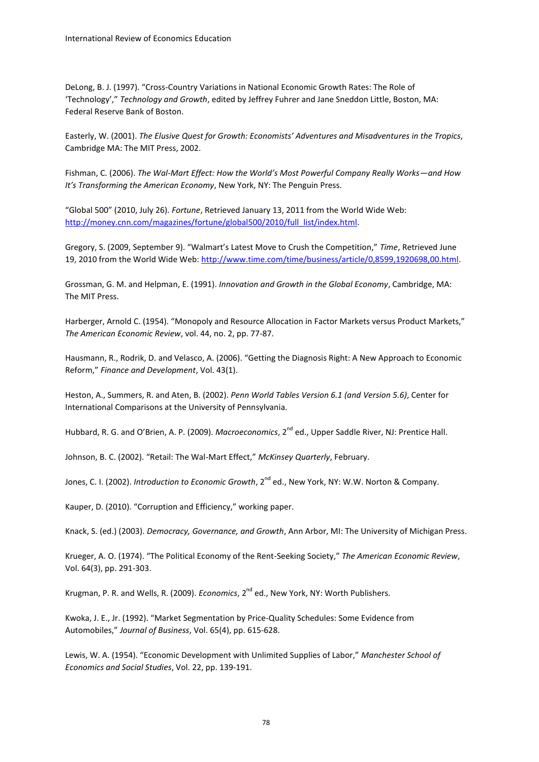DeLong, B. J. (1997). "Cross-Country Variations in National Economic Growth Rates: The Role of 'Technology'," *Technology and Growth*, edited by Jeffrey Fuhrer and Jane Sneddon Little, Boston, MA: Federal Reserve Bank of Boston.

Easterly, W. (2001). *The Elusive Quest for Growth: Economists' Adventures and Misadventures in the Tropics*, Cambridge MA: The MIT Press, 2002.

Fishman, C. (2006). *The Wal-Mart Effect: How the World's Most Powerful Company Really Works—and How It's Transforming the American Economy*, New York, NY: The Penguin Press.

"Global 500" (2010, July 26). *Fortune*, Retrieved January 13, 2011 from the World Wide Web: http://money.cnn.com/magazines/fortune/global500/2010/full_list/index.html.

Gregory, S. (2009, September 9). "Walmart's Latest Move to Crush the Competition," *Time*, Retrieved June 19, 2010 from the World Wide Web: http://www.time.com/time/business/article/0,8599,1920698,00.html.

Grossman, G. M. and Helpman, E. (1991). *Innovation and Growth in the Global Economy*, Cambridge, MA: The MIT Press.

Harberger, Arnold C. (1954). "Monopoly and Resource Allocation in Factor Markets versus Product Markets," *The American Economic Review*, vol. 44, no. 2, pp. 77-87.

Hausmann, R., Rodrik, D. and Velasco, A. (2006). "Getting the Diagnosis Right: A New Approach to Economic Reform," *Finance and Development*, Vol. 43(1).

Heston, A., Summers, R. and Aten, B. (2002). *Penn World Tables Version 6.1 (and Version 5.6)*, Center for International Comparisons at the University of Pennsylvania.

Hubbard, R. G. and O'Brien, A. P. (2009). *Macroeconomics*, 2nd ed., Upper Saddle River, NJ: Prentice Hall.

Johnson, B. C. (2002). "Retail: The Wal-Mart Effect," *McKinsey Quarterly*, February.

Jones, C. I. (2002). *Introduction to Economic Growth*, 2nd ed., New York, NY: W.W. Norton & Company.

Kauper, D. (2010). "Corruption and Efficiency," working paper.

Knack, S. (ed.) (2003). *Democracy, Governance, and Growth*, Ann Arbor, MI: The University of Michigan Press.

Krueger, A. O. (1974). "The Political Economy of the Rent-Seeking Society," *The American Economic Review*, Vol. 64(3), pp. 291-303.

Krugman, P. R. and Wells, R. (2009). *Economics*, 2nd ed., New York, NY: Worth Publishers.

Kwoka, J. E., Jr. (1992). "Market Segmentation by Price-Quality Schedules: Some Evidence from Automobiles," *Journal of Business*, Vol. 65(4), pp. 615-628.

Lewis, W. A. (1954). "Economic Development with Unlimited Supplies of Labor," *Manchester School of Economics and Social Studies*, Vol. 22, pp. 139-191.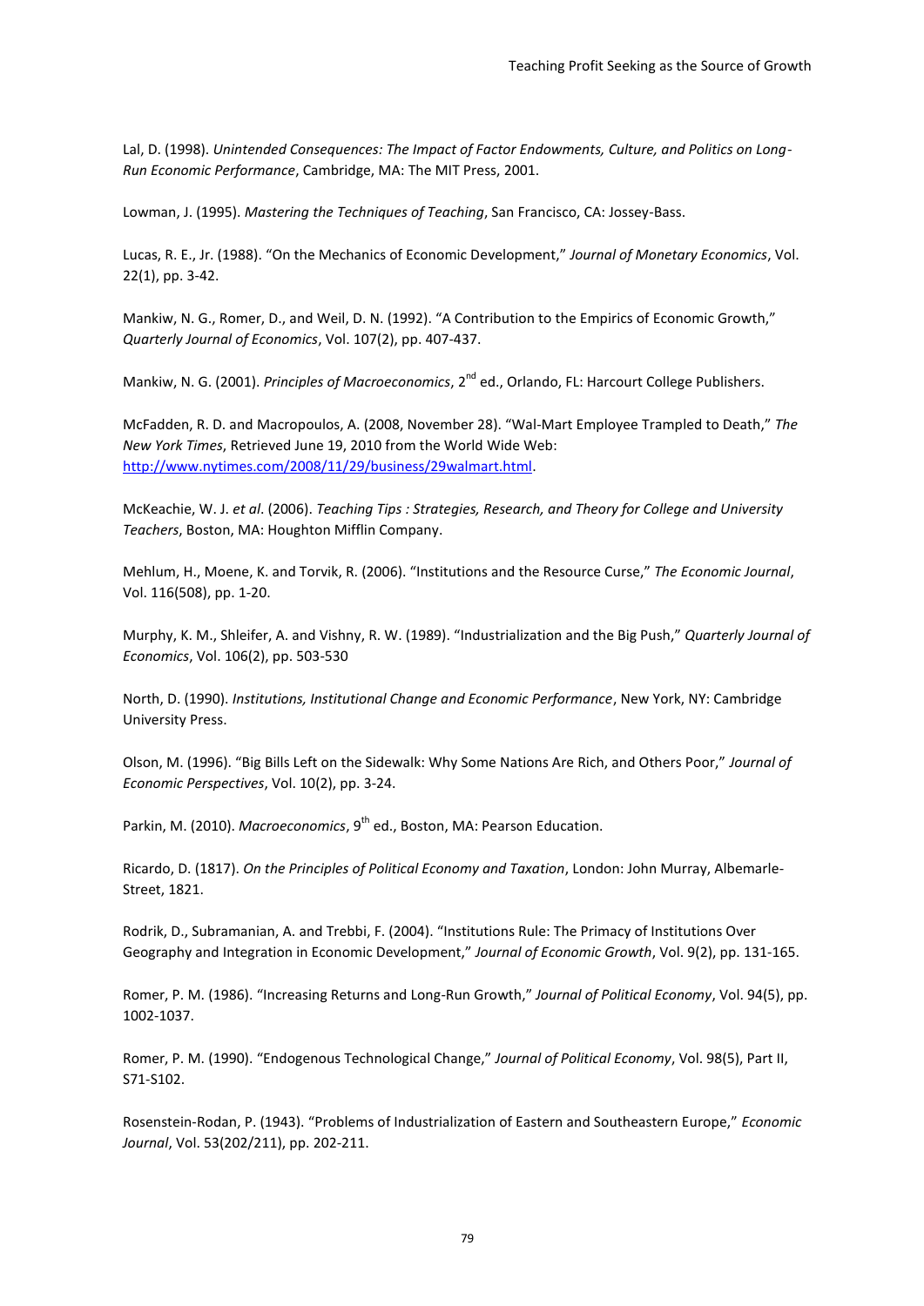Lal, D. (1998). *Unintended Consequences: The Impact of Factor Endowments, Culture, and Politics on Long-Run Economic Performance*, Cambridge, MA: The MIT Press, 2001.

Lowman, J. (1995). *Mastering the Techniques of Teaching*, San Francisco, CA: Jossey-Bass.

Lucas, R. E., Jr. (1988). "On the Mechanics of Economic Development," *Journal of Monetary Economics*, Vol. 22(1), pp. 3-42.

Mankiw, N. G., Romer, D., and Weil, D. N. (1992). "A Contribution to the Empirics of Economic Growth," *Quarterly Journal of Economics*, Vol. 107(2), pp. 407-437.

Mankiw, N. G. (2001). *Principles of Macroeconomics*, 2nd ed., Orlando, FL: Harcourt College Publishers.

McFadden, R. D. and Macropoulos, A. (2008, November 28). "Wal-Mart Employee Trampled to Death," *The New York Times*, Retrieved June 19, 2010 from the World Wide Web: http://www.nytimes.com/2008/11/29/business/29walmart.html.

McKeachie, W. J. *et al*. (2006). *Teaching Tips : Strategies, Research, and Theory for College and University Teachers*, Boston, MA: Houghton Mifflin Company.

Mehlum, H., Moene, K. and Torvik, R. (2006). "Institutions and the Resource Curse," *The Economic Journal*, Vol. 116(508), pp. 1-20.

Murphy, K. M., Shleifer, A. and Vishny, R. W. (1989). "Industrialization and the Big Push," *Quarterly Journal of Economics*, Vol. 106(2), pp. 503-530

North, D. (1990). *Institutions, Institutional Change and Economic Performance*, New York, NY: Cambridge University Press.

Olson, M. (1996). "Big Bills Left on the Sidewalk: Why Some Nations Are Rich, and Others Poor," *Journal of Economic Perspectives*, Vol. 10(2), pp. 3-24.

Parkin, M. (2010). *Macroeconomics*, 9th ed., Boston, MA: Pearson Education.

Ricardo, D. (1817). *On the Principles of Political Economy and Taxation*, London: John Murray, Albemarle-Street, 1821.

Rodrik, D., Subramanian, A. and Trebbi, F. (2004). "Institutions Rule: The Primacy of Institutions Over Geography and Integration in Economic Development," *Journal of Economic Growth*, Vol. 9(2), pp. 131-165.

Romer, P. M. (1986). "Increasing Returns and Long-Run Growth," *Journal of Political Economy*, Vol. 94(5), pp. 1002-1037.

Romer, P. M. (1990). "Endogenous Technological Change," *Journal of Political Economy*, Vol. 98(5), Part II, S71-S102.

Rosenstein-Rodan, P. (1943). "Problems of Industrialization of Eastern and Southeastern Europe," *Economic Journal*, Vol. 53(202/211), pp. 202-211.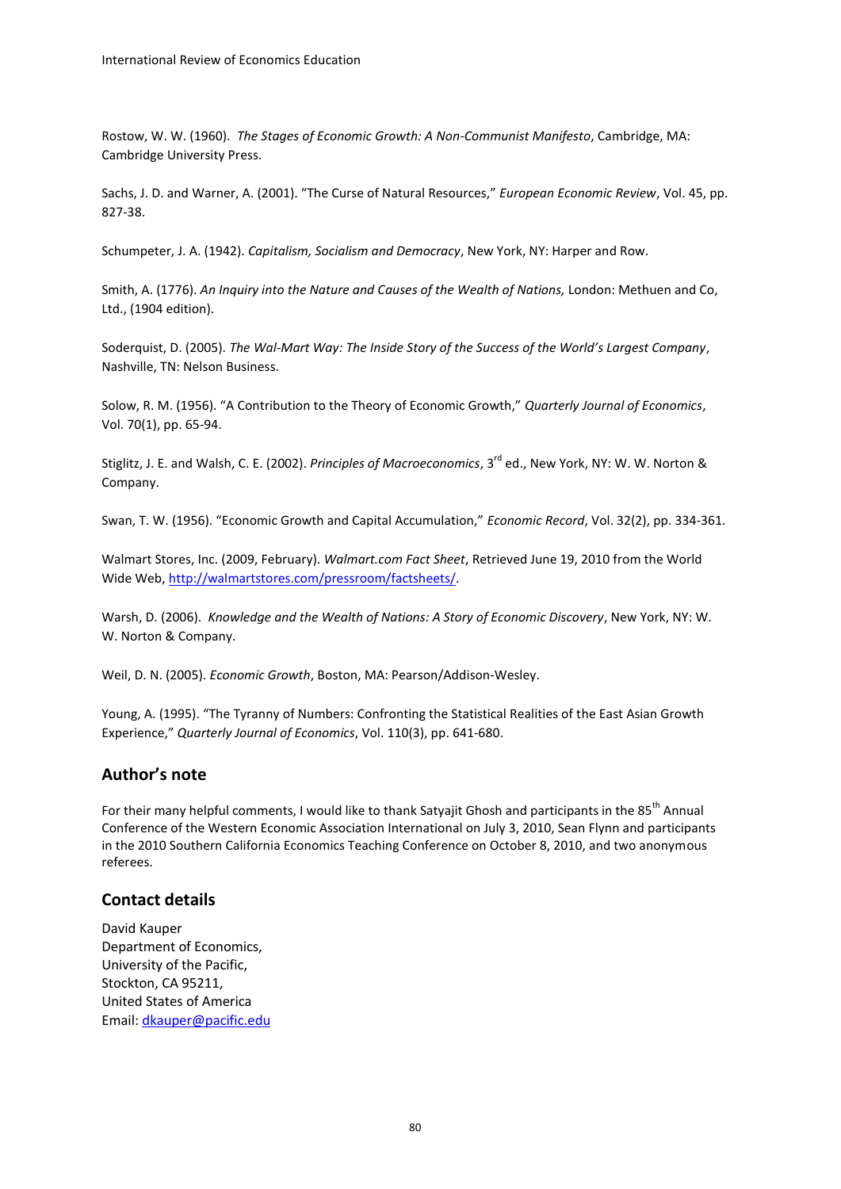Rostow, W. W. (1960). *The Stages of Economic Growth: A Non-Communist Manifesto*, Cambridge, MA: Cambridge University Press.

Sachs, J. D. and Warner, A. (2001). "The Curse of Natural Resources," *European Economic Review*, Vol. 45, pp. 827-38.

Schumpeter, J. A. (1942). *Capitalism, Socialism and Democracy*, New York, NY: Harper and Row.

Smith, A. (1776). *An Inquiry into the Nature and Causes of the Wealth of Nations,* London: Methuen and Co, Ltd., (1904 edition).

Soderquist, D. (2005). *The Wal-Mart Way: The Inside Story of the Success of the World's Largest Company*, Nashville, TN: Nelson Business.

Solow, R. M. (1956). "A Contribution to the Theory of Economic Growth," *Quarterly Journal of Economics*, Vol. 70(1), pp. 65-94.

Stiglitz, J. E. and Walsh, C. E. (2002). *Principles of Macroeconomics*, 3rd ed., New York, NY: W. W. Norton & Company.

Swan, T. W. (1956). "Economic Growth and Capital Accumulation," *Economic Record*, Vol. 32(2), pp. 334-361.

Walmart Stores, Inc. (2009, February). *Walmart.com Fact Sheet*, Retrieved June 19, 2010 from the World Wide Web, http://walmartstores.com/pressroom/factsheets/.

Warsh, D. (2006). *Knowledge and the Wealth of Nations: A Story of Economic Discovery*, New York, NY: W. W. Norton & Company.

Weil, D. N. (2005). *Economic Growth*, Boston, MA: Pearson/Addison-Wesley.

Young, A. (1995). "The Tyranny of Numbers: Confronting the Statistical Realities of the East Asian Growth Experience," *Quarterly Journal of Economics*, Vol. 110(3), pp. 641-680.

## Author's note

For their many helpful comments, I would like to thank Satyajit Ghosh and participants in the 85th Annual Conference of the Western Economic Association International on July 3, 2010, Sean Flynn and participants in the 2010 Southern California Economics Teaching Conference on October 8, 2010, and two anonymous referees.

## Contact details

David Kauper
Department of Economics,
University of the Pacific,
Stockton, CA 95211,
United States of America
Email: dkauper@pacific.edu